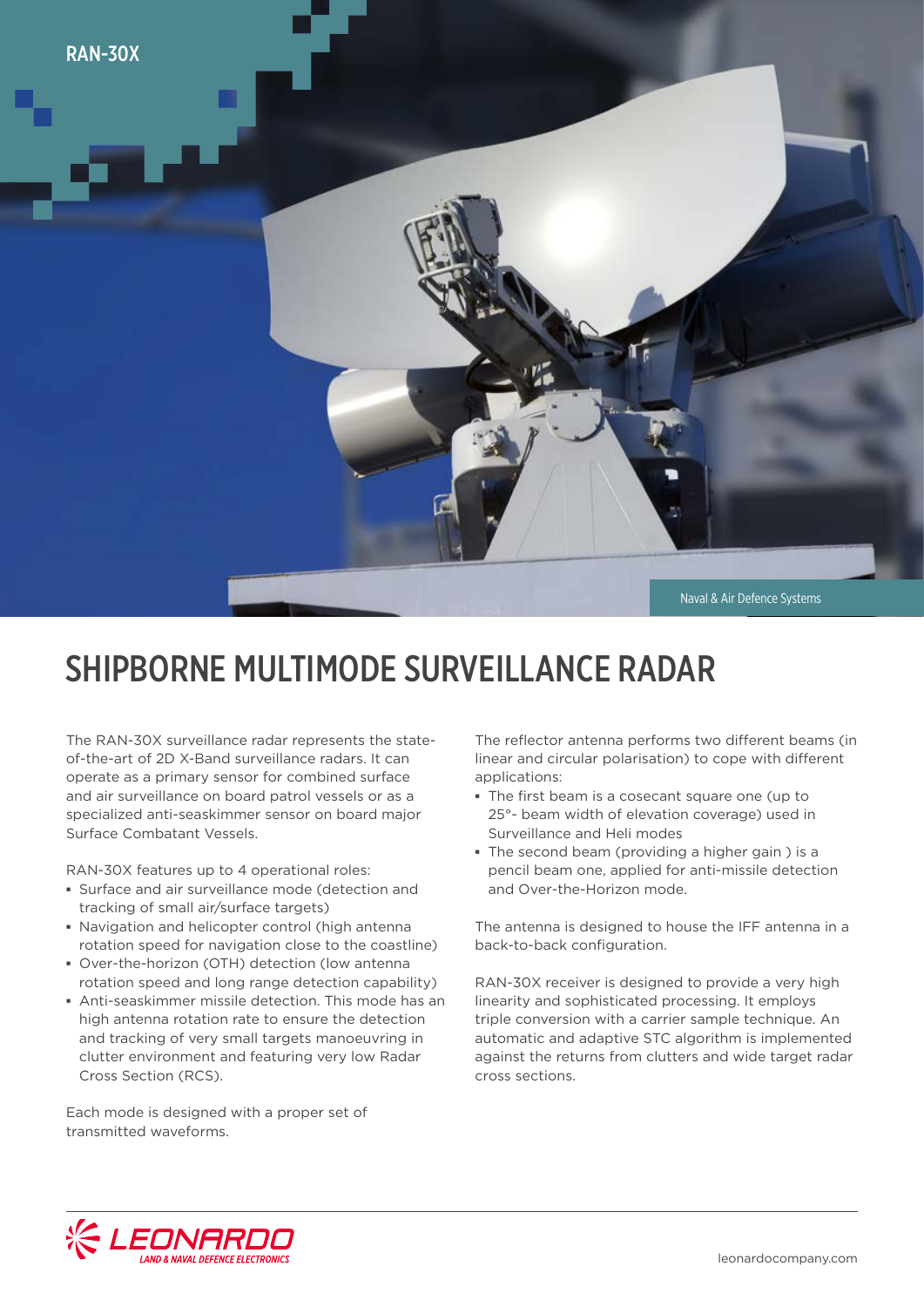RAN-30X

Naval & Air Defence Systems

# SHIPBORNE MULTIMODE SURVEILLANCE RADAR

The RAN-30X surveillance radar represents the state-of-the-art of 2D X-Band surveillance radars. It can operate as a primary sensor for combined surface and air surveillance on board patrol vessels or as a specialized anti-seaskimmer sensor on board major Surface Combatant Vessels.

RAN-30X features up to 4 operational roles:

- Surface and air surveillance mode (detection and tracking of small air/surface targets)
- Navigation and helicopter control (high antenna rotation speed for navigation close to the coastline)
- Over-the-horizon (OTH) detection (low antenna rotation speed and long range detection capability)
- Anti-seaskimmer missile detection. This mode has an high antenna rotation rate to ensure the detection and tracking of very small targets manoeuvring in clutter environment and featuring very low Radar Cross Section (RCS).

Each mode is designed with a proper set of transmitted waveforms.

The reflector antenna performs two different beams (in linear and circular polarisation) to cope with different applications:

- The first beam is a cosecant square one (up to 25°- beam width of elevation coverage) used in Surveillance and Heli modes
- The second beam (providing a higher gain ) is a pencil beam one, applied for anti-missile detection and Over-the-Horizon mode.

The antenna is designed to house the IFF antenna in a back-to-back configuration.

RAN-30X receiver is designed to provide a very high linearity and sophisticated processing. It employs triple conversion with a carrier sample technique. An automatic and adaptive STC algorithm is implemented against the returns from clutters and wide target radar cross sections.

LEONARDO LAND & NAVAL DEFENCE ELECTRONICS

leonardocompany.com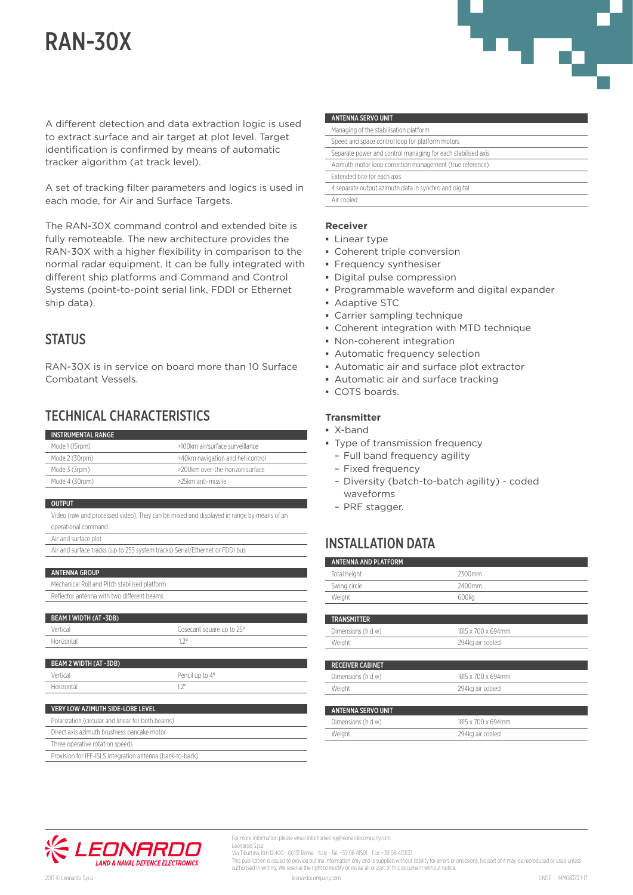# RAN-30X

A different detection and data extraction logic is used to extract surface and air target at plot level. Target identification is confirmed by means of automatic tracker algorithm (at track level).

A set of tracking filter parameters and logics is used in each mode, for Air and Surface Targets.

The RAN-30X command control and extended bite is fully remoteable. The new architecture provides the RAN-30X with a higher flexibility in comparison to the normal radar equipment. It can be fully integrated with different ship platforms and Command and Control Systems (point-to-point serial link, FDDI or Ethernet ship data).

## STATUS

RAN-30X is in service on board more than 10 Surface Combatant Vessels.

## TECHNICAL CHARACTERISTICS

| INSTRUMENTAL RANGE | |
|---|---|
| Mode 1 (15rpm) | >100km air/surface surveillance |
| Mode 2 (30rpm) | >40km navigation and heli control |
| Mode 3 (3rpm) | >200km over-the-horizon surface |
| Mode 4 (30rpm) | >25km anti-missile |

| OUTPUT |
|---|
| Video (raw and processed video). They can be mixed and displayed in range by means of an operational command. |
| Air and surface plot |
| Air and surface tracks (up to 255 system tracks) Serial/Ethernet or FDDI bus |

| ANTENNA GROUP |
|---|
| Mechanical Roll and Pitch stabilised platform |
| Reflector antenna with two different beams |

| BEAM 1 WIDTH (AT -3DB) | |
|---|---|
| Vertical | Cosecant square up to 25° |
| Horizontal | 1.2° |

| BEAM 2 WIDTH (AT -3DB) | |
|---|---|
| Vertical | Pencil up to 4° |
| Horizontal | 1.2° |

| VERY LOW AZIMUTH SIDE-LOBE LEVEL |
|---|
| Polarization (circular and linear for both beams) |
| Direct axis azimuth brushless pancake motor |
| Three operative rotation speeds |
| Provision for IFF-ISLS integration antenna (back-to-back) |

| ANTENNA SERVO UNIT |
|---|
| Managing of the stabilisation platform |
| Speed and space control loop for platform motors |
| Separate power and control managing for each stabilised axis |
| Azimuth motor loop correction management (true reference) |
| Extended bite for each axis |
| 4 separate output azimuth data in synchro and digital |
| Air cooled |

### Receiver

- Linear type
- Coherent triple conversion
- Frequency synthesiser
- Digital pulse compression
- Programmable waveform and digital expander
- Adaptive STC
- Carrier sampling technique
- Coherent integration with MTD technique
- Non-coherent integration
- Automatic frequency selection
- Automatic air and surface plot extractor
- Automatic air and surface tracking
- COTS boards.

### Transmitter

- X-band
- Type of transmission frequency
  - Full band frequency agility
  - Fixed frequency
  - Diversity (batch-to-batch agility) - coded waveforms
  - PRF stagger.

## INSTALLATION DATA

| ANTENNA AND PLATFORM | |
|---|---|
| Total height | 2300mm |
| Swing circle | 2400mm |
| Weight | 600kg |

| TRANSMITTER | |
|---|---|
| Dimensions (h d w) | 1815 x 700 x 694mm |
| Weight | 294kg air cooled |

| RECEIVER CABINET | |
|---|---|
| Dimensions (h d w) | 1815 x 700 x 694mm |
| Weight | 294kg air cooled |

| ANTENNA SERVO UNIT | |
|---|---|
| Dimensions (h d w) | 1815 x 700 x 694mm |
| Weight | 294kg air cooled |

LEONARDO
LAND & NAVAL DEFENCE ELECTRONICS

For more information please email infomarketing@leonardocompany.com

Leonardo S.p.a.
Via Tiburtina, Km 12.400 - 00131 Rome - Italy - Tel: +39 06 41501 - Fax: +39 06 4131133
This publication is issued to provide outline information only and is supplied without liability for errors or omissions. No part of it may be reproduced or used unless authorised in writing. We reserve the right to modify or revise all or part of this document without notice.

2017 © Leonardo S.p.a. leonardocompany.com LNDE MM08373 1-17